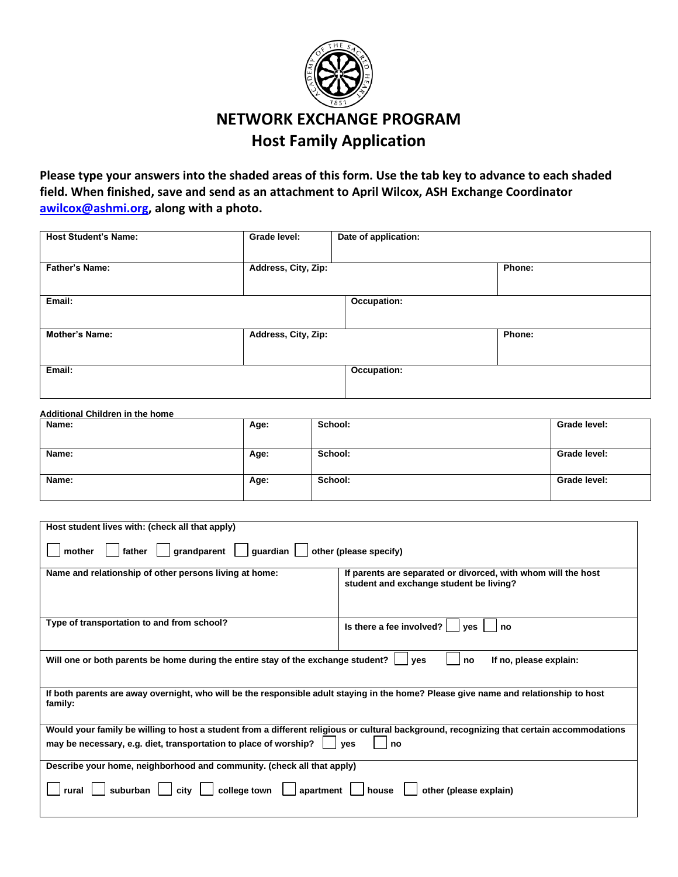# NETWORK EXCHANGE PROGRAM

## Host Family Application

**Please type your answers into the shaded areas of this form. Use the tab key to advance to each shaded field. When finished, save and send as an attachment to April Wilcox, ASH Exchange Coordinator awilcox@ashmi.org, along with a photo.**

| Host Student's Name: | Grade level: | Date of application: | |
|---|---|---|---|
| **Father's Name:** | **Address, City, Zip:** | | **Phone:** |
| **Email:** | | **Occupation:** | |
| **Mother's Name:** | **Address, City, Zip:** | | **Phone:** |
| **Email:** | | **Occupation:** | |

**Additional Children in the home**

| Name: | Age: | School: | Grade level: |
|---|---|---|---|
| **Name:** | **Age:** | **School:** | **Grade level:** |
| **Name:** | **Age:** | **School:** | **Grade level:** |

**Host student lives with: (check all that apply)**

☐ mother ☐ father ☐ grandparent ☐ guardian ☐ other (please specify)

| Name and relationship of other persons living at home: | If parents are separated or divorced, with whom will the host student and exchange student be living? |
|---|---|
| **Type of transportation to and from school?** | **Is there a fee involved?** ☐ yes ☐ no |

**Will one or both parents be home during the entire stay of the exchange student?** ☐ yes ☐ no **If no, please explain:**

**If both parents are away overnight, who will be the responsible adult staying in the home? Please give name and relationship to host family:**

**Would your family be willing to host a student from a different religious or cultural background, recognizing that certain accommodations may be necessary, e.g. diet, transportation to place of worship?** ☐ yes ☐ no

**Describe your home, neighborhood and community. (check all that apply)**

☐ rural ☐ suburban ☐ city ☐ college town ☐ apartment ☐ house ☐ other (please explain)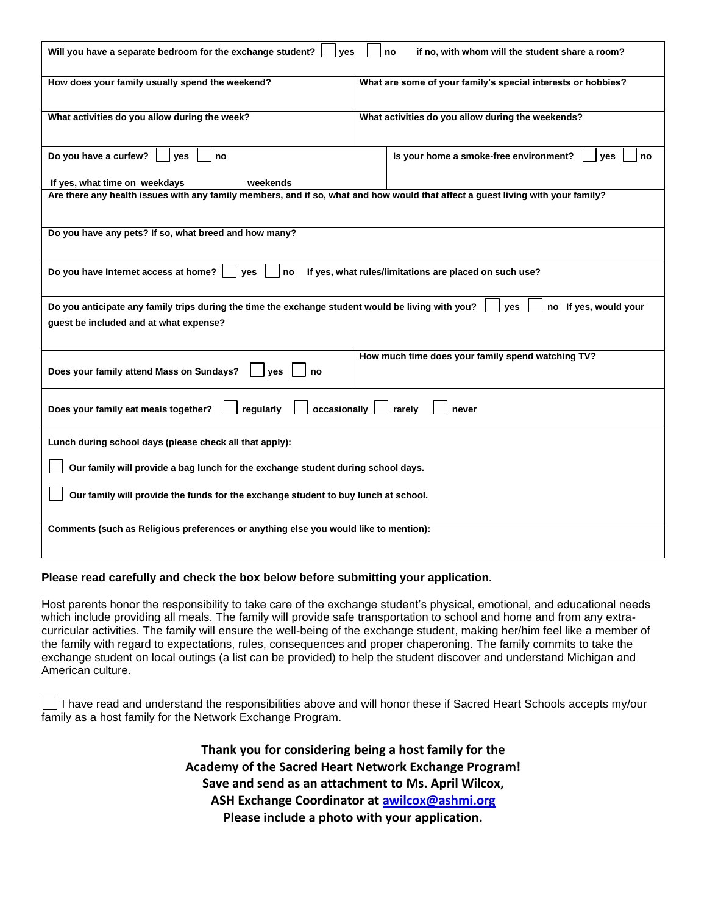| | |
|---|---|
| **Will you have a separate bedroom for the exchange student?** ☐ yes ☐ no **if no, with whom will the student share a room?** | |
| **How does your family usually spend the weekend?** | **What are some of your family's special interests or hobbies?** |
| **What activities do you allow during the week?** | **What activities do you allow during the weekends?** |
| **Do you have a curfew?** ☐ yes ☐ no<br>**If yes, what time on weekdays weekends** | **Is your home a smoke-free environment?** ☐ yes ☐ no |
| **Are there any health issues with any family members, and if so, what and how would that affect a guest living with your family?** | |
| **Do you have any pets? If so, what breed and how many?** | |
| **Do you have Internet access at home?** ☐ yes ☐ no **If yes, what rules/limitations are placed on such use?** | |
| **Do you anticipate any family trips during the time the exchange student would be living with you?** ☐ yes ☐ no **If yes, would your guest be included and at what expense?** | |
| **Does your family attend Mass on Sundays?** ☐ yes ☐ no | **How much time does your family spend watching TV?** |
| **Does your family eat meals together?** ☐ regularly ☐ occasionally ☐ rarely ☐ never | |
| **Lunch during school days (please check all that apply):**<br>☐ **Our family will provide a bag lunch for the exchange student during school days.**<br>☐ **Our family will provide the funds for the exchange student to buy lunch at school.** | |
| **Comments (such as Religious preferences or anything else you would like to mention):** | |

**Please read carefully and check the box below before submitting your application.**

Host parents honor the responsibility to take care of the exchange student's physical, emotional, and educational needs which include providing all meals. The family will provide safe transportation to school and home and from any extra-curricular activities. The family will ensure the well-being of the exchange student, making her/him feel like a member of the family with regard to expectations, rules, consequences and proper chaperoning. The family commits to take the exchange student on local outings (a list can be provided) to help the student discover and understand Michigan and American culture.

☐ I have read and understand the responsibilities above and will honor these if Sacred Heart Schools accepts my/our family as a host family for the Network Exchange Program.

**Thank you for considering being a host family for the Academy of the Sacred Heart Network Exchange Program!**
**Save and send as an attachment to Ms. April Wilcox, ASH Exchange Coordinator at awilcox@ashmi.org**
**Please include a photo with your application.**